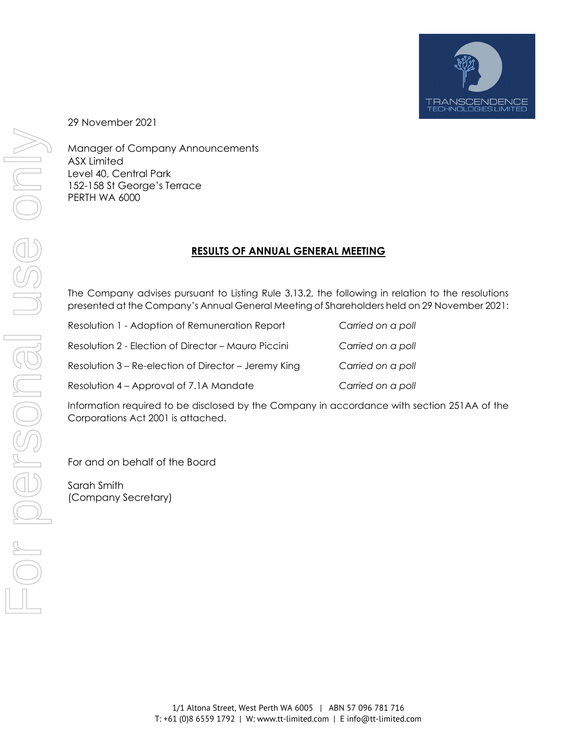29 November 2021

Manager of Company Announcements
ASX Limited
Level 40, Central Park
152-158 St George's Terrace
PERTH WA 6000

## RESULTS OF ANNUAL GENERAL MEETING

The Company advises pursuant to Listing Rule 3.13.2, the following in relation to the resolutions presented at the Company's Annual General Meeting of Shareholders held on 29 November 2021:

| | |
|---|---|
| Resolution 1 - Adoption of Remuneration Report | *Carried on a poll* |
| Resolution 2 - Election of Director – Mauro Piccini | *Carried on a poll* |
| Resolution 3 – Re-election of Director – Jeremy King | *Carried on a poll* |
| Resolution 4 – Approval of 7.1A Mandate | *Carried on a poll* |

Information required to be disclosed by the Company in accordance with section 251AA of the Corporations Act 2001 is attached.

For and on behalf of the Board

Sarah Smith
(Company Secretary)

1/1 Altona Street, West Perth WA 6005 | ABN 57 096 781 716
T: +61 (0)8 6559 1792 | W: www.tt-limited.com | E info@tt-limited.com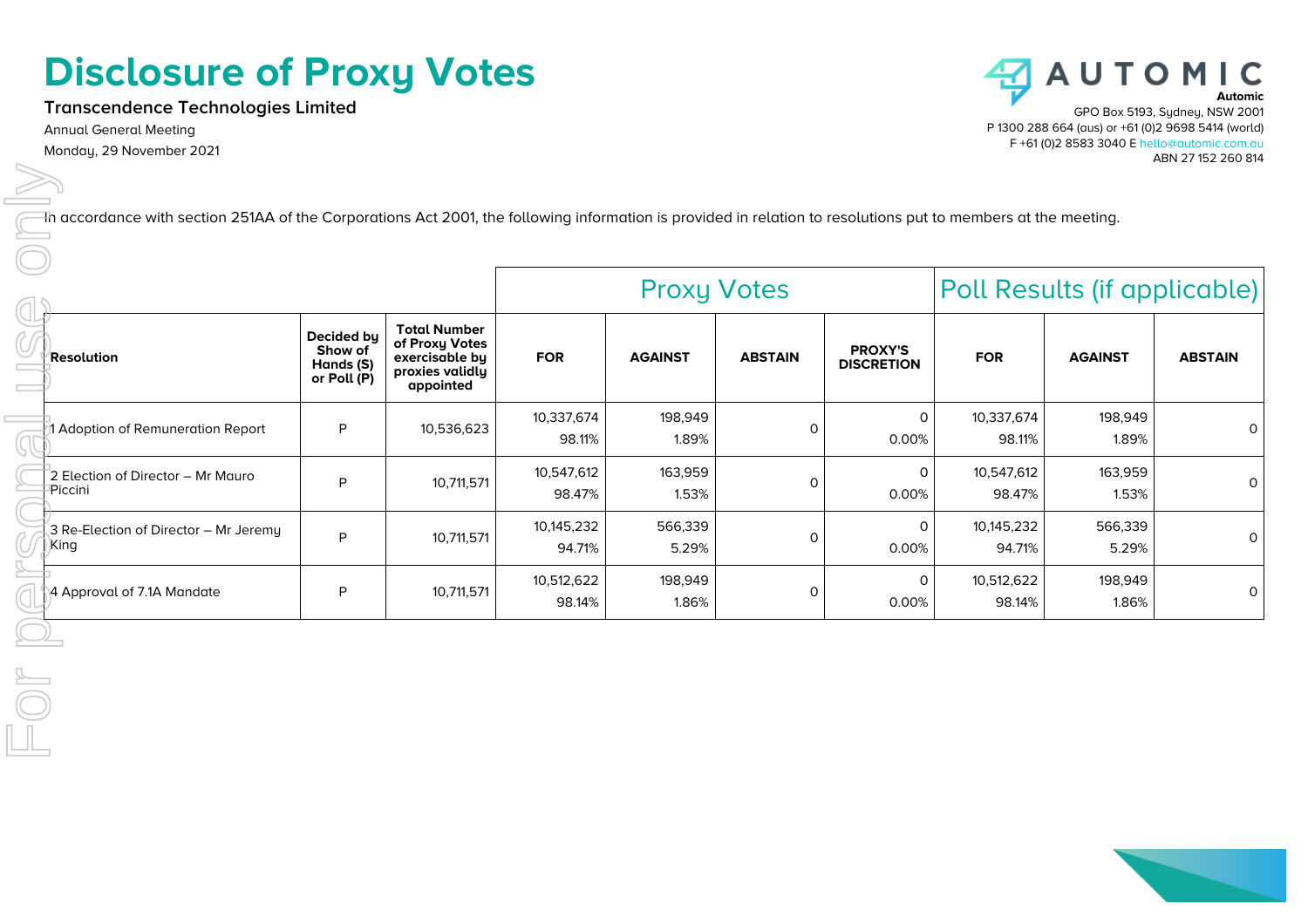# Disclosure of Proxy Votes

**Transcendence Technologies Limited**

Annual General Meeting

Monday, 29 November 2021

**AUTOMIC**

**Automic**
GPO Box 5193, Sydney, NSW 2001
P 1300 288 664 (aus) or +61 (0)2 9698 5414 (world)
F +61 (0)2 8583 3040 E hello@automic.com.au
ABN 27 152 260 814

In accordance with section 251AA of the Corporations Act 2001, the following information is provided in relation to resolutions put to members at the meeting.

| | | | Proxy Votes | | | | Poll Results (if applicable) | | |
|---|---|---|---|---|---|---|---|---|---|
| **Resolution** | **Decided by Show of Hands (S) or Poll (P)** | **Total Number of Proxy Votes exercisable by proxies validly appointed** | **FOR** | **AGAINST** | **ABSTAIN** | **PROXY'S DISCRETION** | **FOR** | **AGAINST** | **ABSTAIN** |
| 1 Adoption of Remuneration Report | P | 10,536,623 | 10,337,674 98.11% | 198,949 1.89% | 0 | 0 0.00% | 10,337,674 98.11% | 198,949 1.89% | 0 |
| 2 Election of Director – Mr Mauro Piccini | P | 10,711,571 | 10,547,612 98.47% | 163,959 1.53% | 0 | 0 0.00% | 10,547,612 98.47% | 163,959 1.53% | 0 |
| 3 Re-Election of Director – Mr Jeremy King | P | 10,711,571 | 10,145,232 94.71% | 566,339 5.29% | 0 | 0 0.00% | 10,145,232 94.71% | 566,339 5.29% | 0 |
| 4 Approval of 7.1A Mandate | P | 10,711,571 | 10,512,622 98.14% | 198,949 1.86% | 0 | 0 0.00% | 10,512,622 98.14% | 198,949 1.86% | 0 |